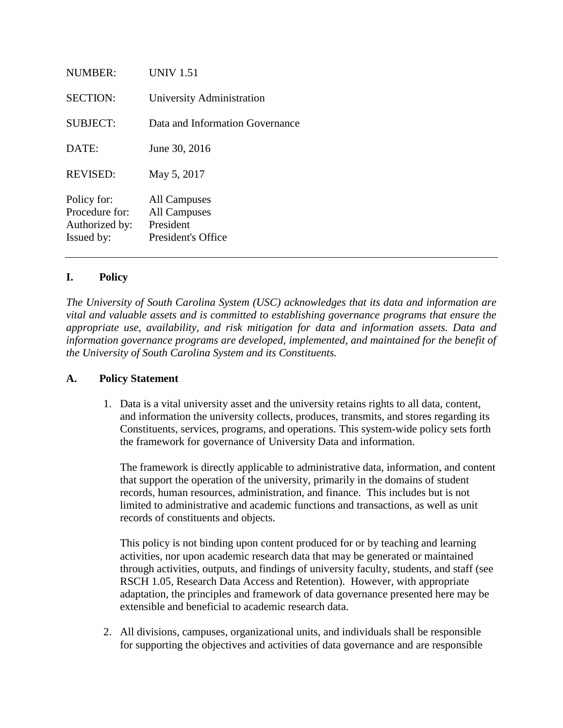| | |
|---|---|
| NUMBER: | UNIV 1.51 |
| SECTION: | University Administration |
| SUBJECT: | Data and Information Governance |
| DATE: | June 30, 2016 |
| REVISED: | May 5, 2017 |
| Policy for: | All Campuses |
| Procedure for: | All Campuses |
| Authorized by: | President |
| Issued by: | President's Office |

---

## I. Policy

*The University of South Carolina System (USC) acknowledges that its data and information are vital and valuable assets and is committed to establishing governance programs that ensure the appropriate use, availability, and risk mitigation for data and information assets. Data and information governance programs are developed, implemented, and maintained for the benefit of the University of South Carolina System and its Constituents.*

### A. Policy Statement

1. Data is a vital university asset and the university retains rights to all data, content, and information the university collects, produces, transmits, and stores regarding its Constituents, services, programs, and operations. This system-wide policy sets forth the framework for governance of University Data and information.

   The framework is directly applicable to administrative data, information, and content that support the operation of the university, primarily in the domains of student records, human resources, administration, and finance. This includes but is not limited to administrative and academic functions and transactions, as well as unit records of constituents and objects.

   This policy is not binding upon content produced for or by teaching and learning activities, nor upon academic research data that may be generated or maintained through activities, outputs, and findings of university faculty, students, and staff (see RSCH 1.05, Research Data Access and Retention). However, with appropriate adaptation, the principles and framework of data governance presented here may be extensible and beneficial to academic research data.

2. All divisions, campuses, organizational units, and individuals shall be responsible for supporting the objectives and activities of data governance and are responsible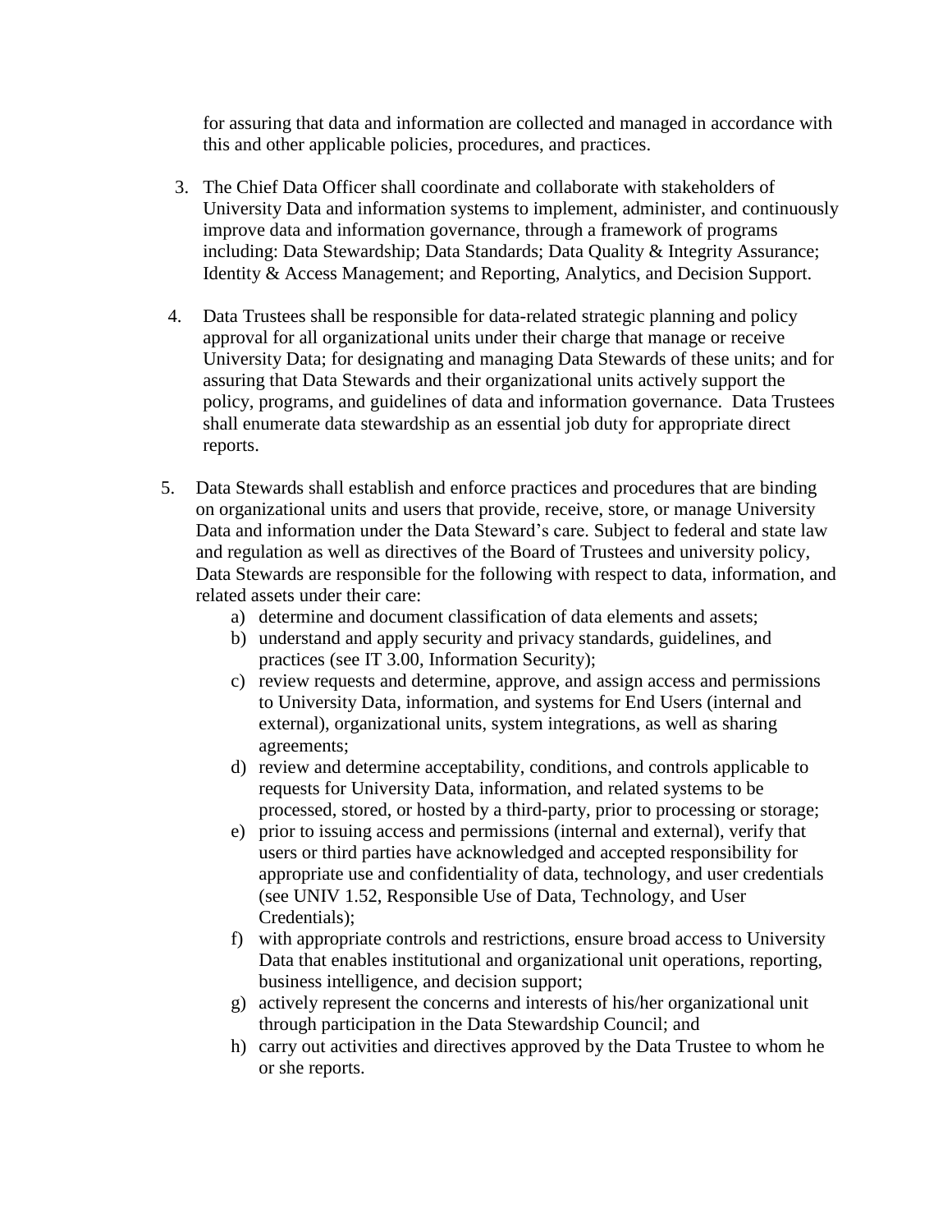for assuring that data and information are collected and managed in accordance with this and other applicable policies, procedures, and practices.

3. The Chief Data Officer shall coordinate and collaborate with stakeholders of University Data and information systems to implement, administer, and continuously improve data and information governance, through a framework of programs including: Data Stewardship; Data Standards; Data Quality & Integrity Assurance; Identity & Access Management; and Reporting, Analytics, and Decision Support.

4. Data Trustees shall be responsible for data-related strategic planning and policy approval for all organizational units under their charge that manage or receive University Data; for designating and managing Data Stewards of these units; and for assuring that Data Stewards and their organizational units actively support the policy, programs, and guidelines of data and information governance. Data Trustees shall enumerate data stewardship as an essential job duty for appropriate direct reports.

5. Data Stewards shall establish and enforce practices and procedures that are binding on organizational units and users that provide, receive, store, or manage University Data and information under the Data Steward's care. Subject to federal and state law and regulation as well as directives of the Board of Trustees and university policy, Data Stewards are responsible for the following with respect to data, information, and related assets under their care:
   a) determine and document classification of data elements and assets;
   b) understand and apply security and privacy standards, guidelines, and practices (see IT 3.00, Information Security);
   c) review requests and determine, approve, and assign access and permissions to University Data, information, and systems for End Users (internal and external), organizational units, system integrations, as well as sharing agreements;
   d) review and determine acceptability, conditions, and controls applicable to requests for University Data, information, and related systems to be processed, stored, or hosted by a third-party, prior to processing or storage;
   e) prior to issuing access and permissions (internal and external), verify that users or third parties have acknowledged and accepted responsibility for appropriate use and confidentiality of data, technology, and user credentials (see UNIV 1.52, Responsible Use of Data, Technology, and User Credentials);
   f) with appropriate controls and restrictions, ensure broad access to University Data that enables institutional and organizational unit operations, reporting, business intelligence, and decision support;
   g) actively represent the concerns and interests of his/her organizational unit through participation in the Data Stewardship Council; and
   h) carry out activities and directives approved by the Data Trustee to whom he or she reports.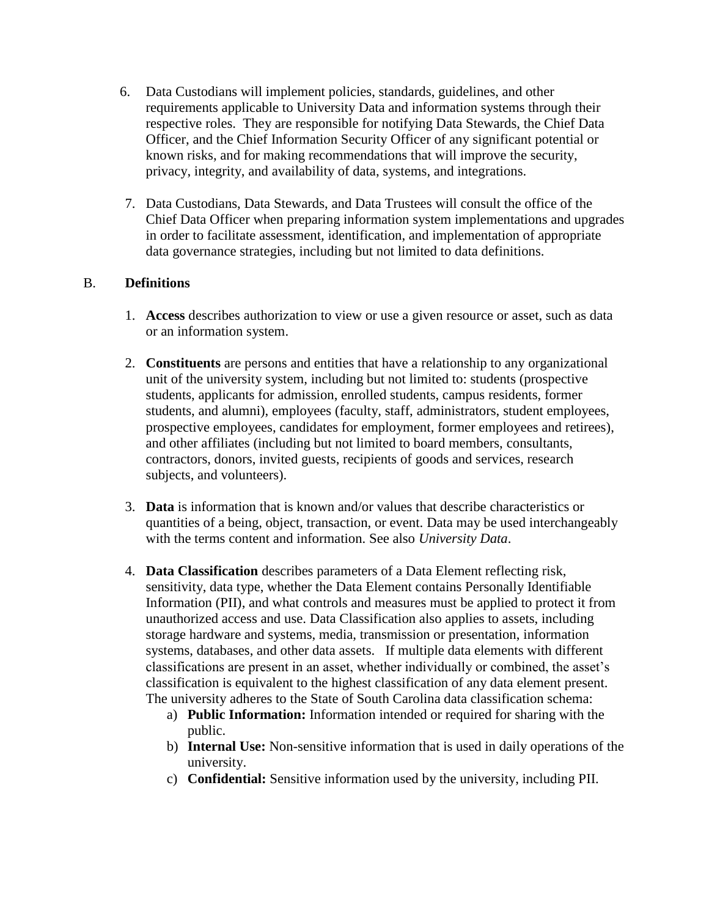6. Data Custodians will implement policies, standards, guidelines, and other requirements applicable to University Data and information systems through their respective roles. They are responsible for notifying Data Stewards, the Chief Data Officer, and the Chief Information Security Officer of any significant potential or known risks, and for making recommendations that will improve the security, privacy, integrity, and availability of data, systems, and integrations.

7. Data Custodians, Data Stewards, and Data Trustees will consult the office of the Chief Data Officer when preparing information system implementations and upgrades in order to facilitate assessment, identification, and implementation of appropriate data governance strategies, including but not limited to data definitions.

## B. Definitions

1. **Access** describes authorization to view or use a given resource or asset, such as data or an information system.

2. **Constituents** are persons and entities that have a relationship to any organizational unit of the university system, including but not limited to: students (prospective students, applicants for admission, enrolled students, campus residents, former students, and alumni), employees (faculty, staff, administrators, student employees, prospective employees, candidates for employment, former employees and retirees), and other affiliates (including but not limited to board members, consultants, contractors, donors, invited guests, recipients of goods and services, research subjects, and volunteers).

3. **Data** is information that is known and/or values that describe characteristics or quantities of a being, object, transaction, or event. Data may be used interchangeably with the terms content and information. See also *University Data*.

4. **Data Classification** describes parameters of a Data Element reflecting risk, sensitivity, data type, whether the Data Element contains Personally Identifiable Information (PII), and what controls and measures must be applied to protect it from unauthorized access and use. Data Classification also applies to assets, including storage hardware and systems, media, transmission or presentation, information systems, databases, and other data assets. If multiple data elements with different classifications are present in an asset, whether individually or combined, the asset's classification is equivalent to the highest classification of any data element present. The university adheres to the State of South Carolina data classification schema:
   a) **Public Information:** Information intended or required for sharing with the public.
   b) **Internal Use:** Non-sensitive information that is used in daily operations of the university.
   c) **Confidential:** Sensitive information used by the university, including PII.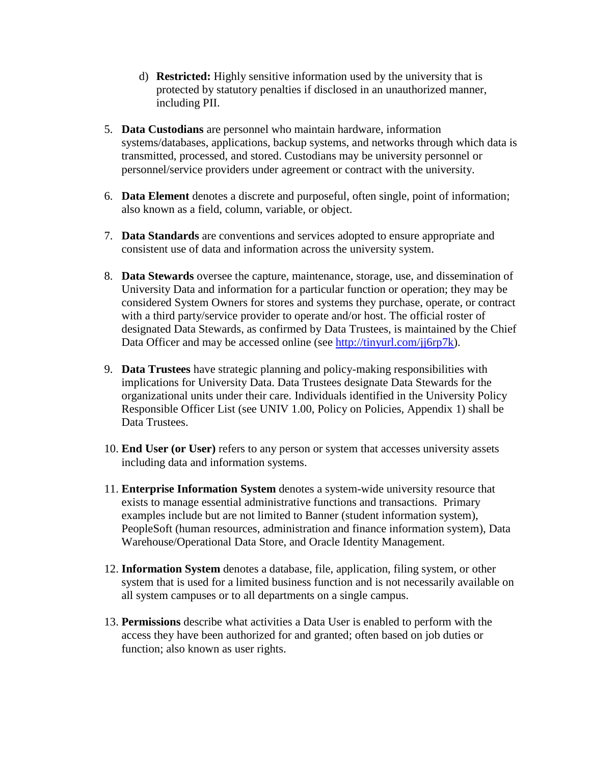d) **Restricted:** Highly sensitive information used by the university that is protected by statutory penalties if disclosed in an unauthorized manner, including PII.

5. **Data Custodians** are personnel who maintain hardware, information systems/databases, applications, backup systems, and networks through which data is transmitted, processed, and stored. Custodians may be university personnel or personnel/service providers under agreement or contract with the university.

6. **Data Element** denotes a discrete and purposeful, often single, point of information; also known as a field, column, variable, or object.

7. **Data Standards** are conventions and services adopted to ensure appropriate and consistent use of data and information across the university system.

8. **Data Stewards** oversee the capture, maintenance, storage, use, and dissemination of University Data and information for a particular function or operation; they may be considered System Owners for stores and systems they purchase, operate, or contract with a third party/service provider to operate and/or host. The official roster of designated Data Stewards, as confirmed by Data Trustees, is maintained by the Chief Data Officer and may be accessed online (see [http://tinyurl.com/jj6rp7k](http://tinyurl.com/jj6rp7k)).

9. **Data Trustees** have strategic planning and policy-making responsibilities with implications for University Data. Data Trustees designate Data Stewards for the organizational units under their care. Individuals identified in the University Policy Responsible Officer List (see UNIV 1.00, Policy on Policies, Appendix 1) shall be Data Trustees.

10. **End User (or User)** refers to any person or system that accesses university assets including data and information systems.

11. **Enterprise Information System** denotes a system-wide university resource that exists to manage essential administrative functions and transactions. Primary examples include but are not limited to Banner (student information system), PeopleSoft (human resources, administration and finance information system), Data Warehouse/Operational Data Store, and Oracle Identity Management.

12. **Information System** denotes a database, file, application, filing system, or other system that is used for a limited business function and is not necessarily available on all system campuses or to all departments on a single campus.

13. **Permissions** describe what activities a Data User is enabled to perform with the access they have been authorized for and granted; often based on job duties or function; also known as user rights.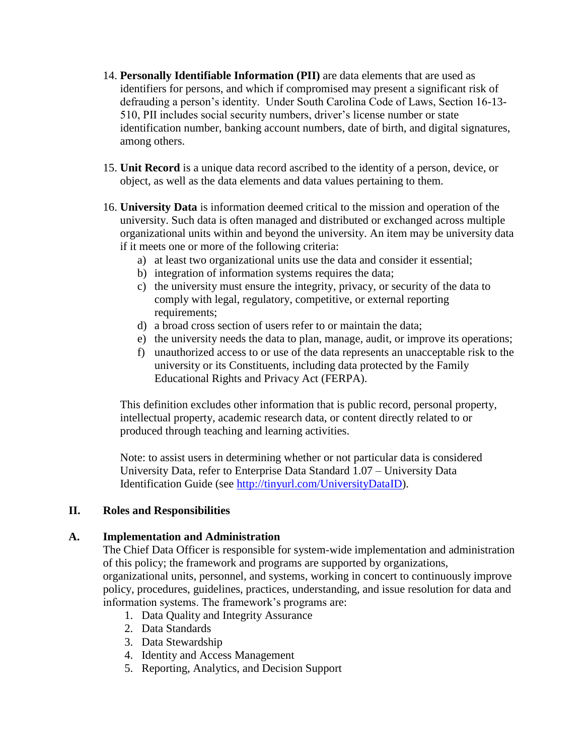14. **Personally Identifiable Information (PII)** are data elements that are used as identifiers for persons, and which if compromised may present a significant risk of defrauding a person's identity. Under South Carolina Code of Laws, Section 16-13-510, PII includes social security numbers, driver's license number or state identification number, banking account numbers, date of birth, and digital signatures, among others.

15. **Unit Record** is a unique data record ascribed to the identity of a person, device, or object, as well as the data elements and data values pertaining to them.

16. **University Data** is information deemed critical to the mission and operation of the university. Such data is often managed and distributed or exchanged across multiple organizational units within and beyond the university. An item may be university data if it meets one or more of the following criteria:
    a) at least two organizational units use the data and consider it essential;
    b) integration of information systems requires the data;
    c) the university must ensure the integrity, privacy, or security of the data to comply with legal, regulatory, competitive, or external reporting requirements;
    d) a broad cross section of users refer to or maintain the data;
    e) the university needs the data to plan, manage, audit, or improve its operations;
    f) unauthorized access to or use of the data represents an unacceptable risk to the university or its Constituents, including data protected by the Family Educational Rights and Privacy Act (FERPA).

    This definition excludes other information that is public record, personal property, intellectual property, academic research data, or content directly related to or produced through teaching and learning activities.

    Note: to assist users in determining whether or not particular data is considered University Data, refer to Enterprise Data Standard 1.07 – University Data Identification Guide (see [http://tinyurl.com/UniversityDataID](http://tinyurl.com/UniversityDataID)).

## II. Roles and Responsibilities

### A. Implementation and Administration

The Chief Data Officer is responsible for system-wide implementation and administration of this policy; the framework and programs are supported by organizations, organizational units, personnel, and systems, working in concert to continuously improve policy, procedures, guidelines, practices, understanding, and issue resolution for data and information systems. The framework's programs are:

1. Data Quality and Integrity Assurance
2. Data Standards
3. Data Stewardship
4. Identity and Access Management
5. Reporting, Analytics, and Decision Support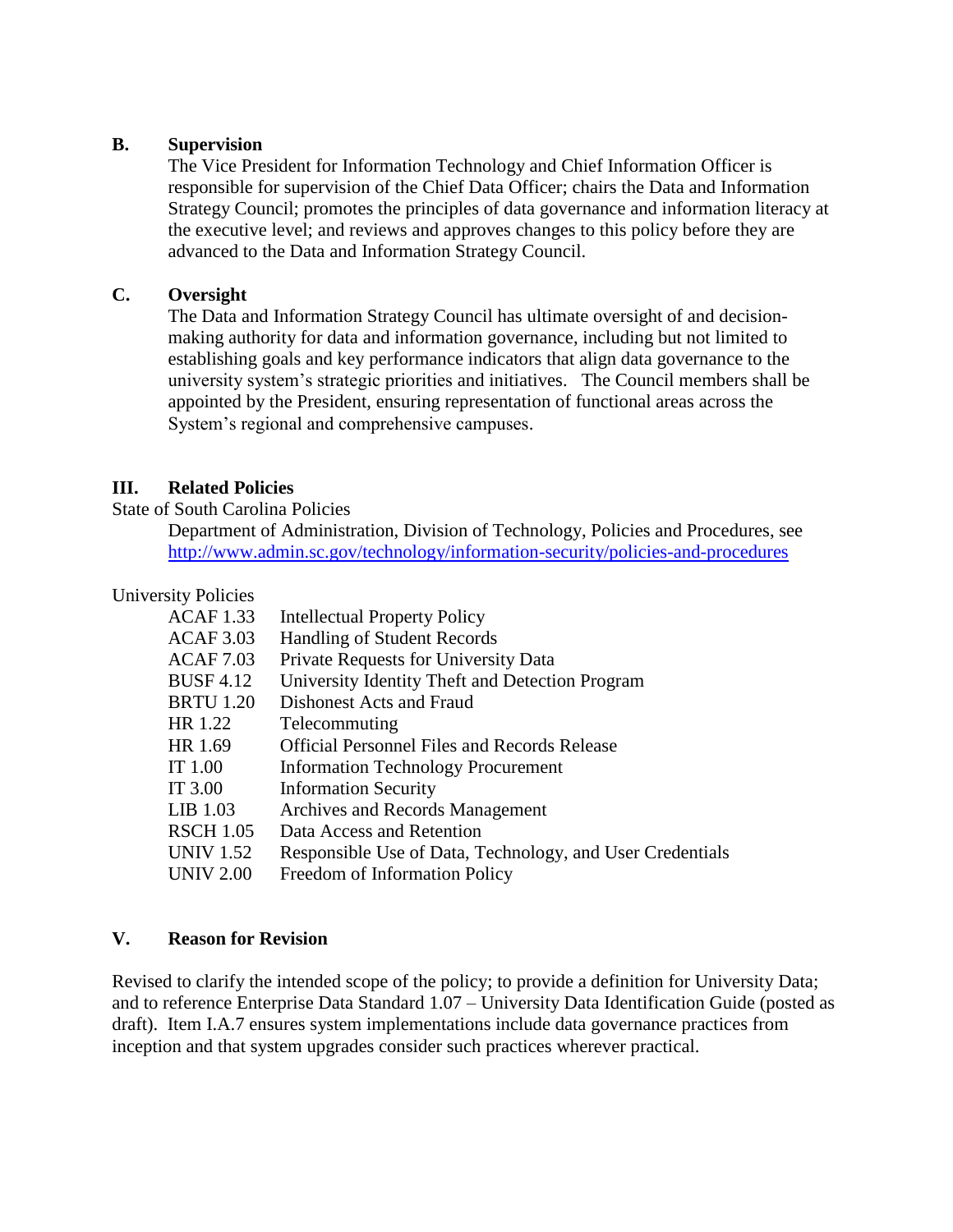**B. Supervision**

The Vice President for Information Technology and Chief Information Officer is responsible for supervision of the Chief Data Officer; chairs the Data and Information Strategy Council; promotes the principles of data governance and information literacy at the executive level; and reviews and approves changes to this policy before they are advanced to the Data and Information Strategy Council.

**C. Oversight**

The Data and Information Strategy Council has ultimate oversight of and decision-making authority for data and information governance, including but not limited to establishing goals and key performance indicators that align data governance to the university system's strategic priorities and initiatives. The Council members shall be appointed by the President, ensuring representation of functional areas across the System's regional and comprehensive campuses.

## III. Related Policies

State of South Carolina Policies

Department of Administration, Division of Technology, Policies and Procedures, see http://www.admin.sc.gov/technology/information-security/policies-and-procedures

University Policies

| | |
|---|---|
| ACAF 1.33 | Intellectual Property Policy |
| ACAF 3.03 | Handling of Student Records |
| ACAF 7.03 | Private Requests for University Data |
| BUSF 4.12 | University Identity Theft and Detection Program |
| BRTU 1.20 | Dishonest Acts and Fraud |
| HR 1.22 | Telecommuting |
| HR 1.69 | Official Personnel Files and Records Release |
| IT 1.00 | Information Technology Procurement |
| IT 3.00 | Information Security |
| LIB 1.03 | Archives and Records Management |
| RSCH 1.05 | Data Access and Retention |
| UNIV 1.52 | Responsible Use of Data, Technology, and User Credentials |
| UNIV 2.00 | Freedom of Information Policy |

## V. Reason for Revision

Revised to clarify the intended scope of the policy; to provide a definition for University Data; and to reference Enterprise Data Standard 1.07 – University Data Identification Guide (posted as draft). Item I.A.7 ensures system implementations include data governance practices from inception and that system upgrades consider such practices wherever practical.